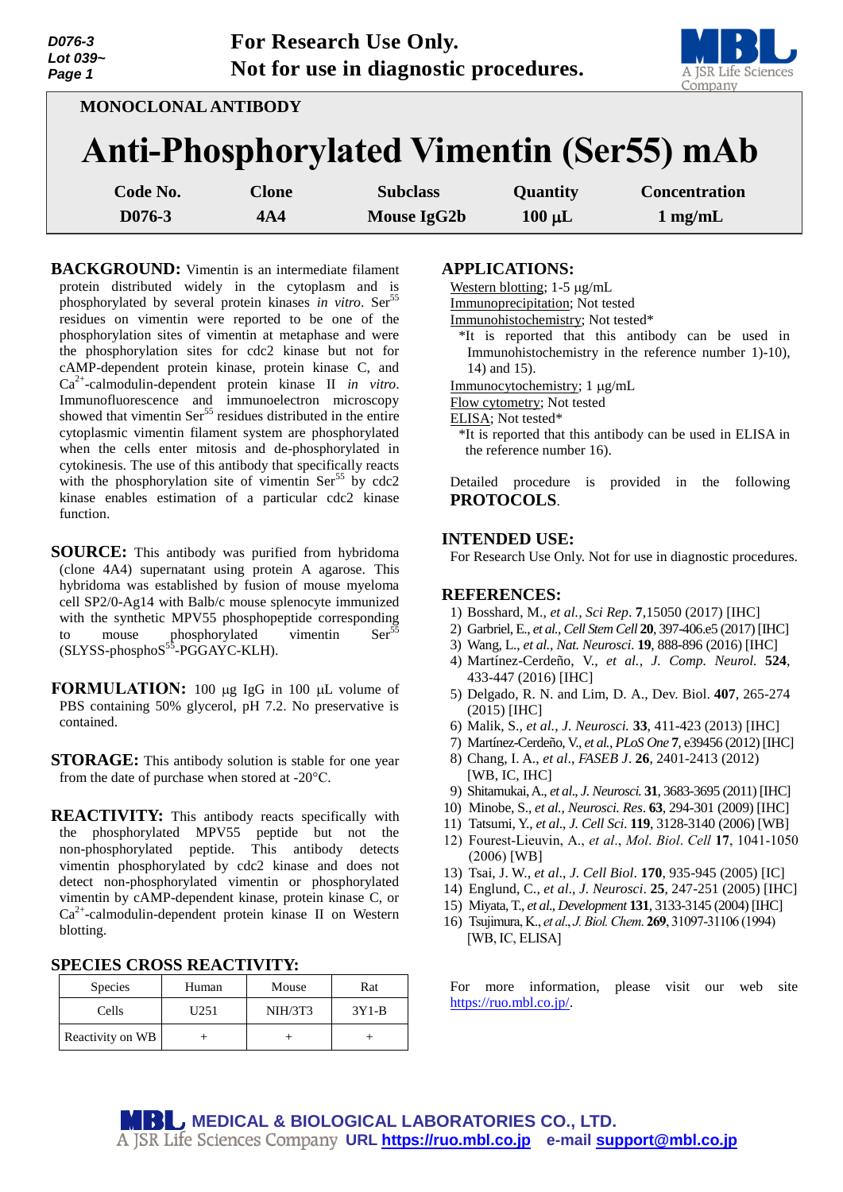**For Research Use Only.**
**Not for use in diagnostic procedures.**

MONOCLONAL ANTIBODY

# Anti-Phosphorylated Vimentin (Ser55) mAb

| Code No. | Clone | Subclass | Quantity | Concentration |
|---|---|---|---|---|
| D076-3 | 4A4 | Mouse IgG2b | 100 μL | 1 mg/mL |

**BACKGROUND:** Vimentin is an intermediate filament protein distributed widely in the cytoplasm and is phosphorylated by several protein kinases *in vitro*. $Ser^{55}$ residues on vimentin were reported to be one of the phosphorylation sites of vimentin at metaphase and were the phosphorylation sites for cdc2 kinase but not for cAMP-dependent protein kinase, protein kinase C, and $Ca^{2+}$-calmodulin-dependent protein kinase II *in vitro*. Immunofluorescence and immunoelectron microscopy showed that vimentin $Ser^{55}$ residues distributed in the entire cytoplasmic vimentin filament system are phosphorylated when the cells enter mitosis and de-phosphorylated in cytokinesis. The use of this antibody that specifically reacts with the phosphorylation site of vimentin $Ser^{55}$ by cdc2 kinase enables estimation of a particular cdc2 kinase function.

**SOURCE:** This antibody was purified from hybridoma (clone 4A4) supernatant using protein A agarose. This hybridoma was established by fusion of mouse myeloma cell SP2/0-Ag14 with Balb/c mouse splenocyte immunized with the synthetic MPV55 phosphopeptide corresponding to mouse phosphorylated vimentin $Ser^{55}$ (SLYSS-phospho$S^{55}$-PGGAYC-KLH).

**FORMULATION:** 100 μg IgG in 100 μL volume of PBS containing 50% glycerol, pH 7.2. No preservative is contained.

**STORAGE:** This antibody solution is stable for one year from the date of purchase when stored at -20°C.

**REACTIVITY:** This antibody reacts specifically with the phosphorylated MPV55 peptide but not the non-phosphorylated peptide. This antibody detects vimentin phosphorylated by cdc2 kinase and does not detect non-phosphorylated vimentin or phosphorylated vimentin by cAMP-dependent kinase, protein kinase C, or $Ca^{2+}$-calmodulin-dependent protein kinase II on Western blotting.

**SPECIES CROSS REACTIVITY:**

| Species | Human | Mouse | Rat |
|---|---|---|---|
| Cells | U251 | NIH/3T3 | 3Y1-B |
| Reactivity on WB | + | + | + |

**APPLICATIONS:**

Western blotting; 1-5 μg/mL
Immunoprecipitation; Not tested
Immunohistochemistry; Not tested*
*It is reported that this antibody can be used in Immunohistochemistry in the reference number 1)-10), 14) and 15).
Immunocytochemistry; 1 μg/mL
Flow cytometry; Not tested
ELISA; Not tested*
*It is reported that this antibody can be used in ELISA in the reference number 16).

Detailed procedure is provided in the following **PROTOCOLS**.

**INTENDED USE:**
For Research Use Only. Not for use in diagnostic procedures.

**REFERENCES:**

1) Bosshard, M., *et al., Sci Rep*. **7**,15050 (2017) [IHC]
2) Garbriel, E., *et al., Cell Stem Cell* **20**, 397-406.e5 (2017) [IHC]
3) Wang, L., *et al., Nat. Neurosci*. **19**, 888-896 (2016) [IHC]
4) Martínez-Cerdeño, V., *et al., J. Comp. Neurol*. **524**, 433-447 (2016) [IHC]
5) Delgado, R. N. and Lim, D. A., Dev. Biol. **407**, 265-274 (2015) [IHC]
6) Malik, S., *et al., J. Neurosci.* **33**, 411-423 (2013) [IHC]
7) Martínez-Cerdeño, V., *et al., PLoS One* **7**, e39456 (2012) [IHC]
8) Chang, I. A., *et al., FASEB J*. **26**, 2401-2413 (2012) [WB, IC, IHC]
9) Shitamukai, A., *et al., J. Neurosci.* **31**, 3683-3695 (2011) [IHC]
10) Minobe, S., *et al., Neurosci. Res*. **63**, 294-301 (2009) [IHC]
11) Tatsumi, Y., *et al., J. Cell Sci*. **119**, 3128-3140 (2006) [WB]
12) Fourest-Lieuvin, A., *et al., Mol. Biol. Cell* **17**, 1041-1050 (2006) [WB]
13) Tsai, J. W., *et al., J. Cell Biol*. **170**, 935-945 (2005) [IC]
14) Englund, C., *et al., J. Neurosci*. **25**, 247-251 (2005) [IHC]
15) Miyata, T., *et al., Development* **131**, 3133-3145 (2004) [IHC]
16) Tsujimura, K., *et al., J. Biol. Chem.* **269**, 31097-31106 (1994) [WB, IC, ELISA]

For more information, please visit our web site https://ruo.mbl.co.jp/.

**MEDICAL & BIOLOGICAL LABORATORIES CO., LTD.**
A JSR Life Sciences Company URL https://ruo.mbl.co.jp e-mail support@mbl.co.jp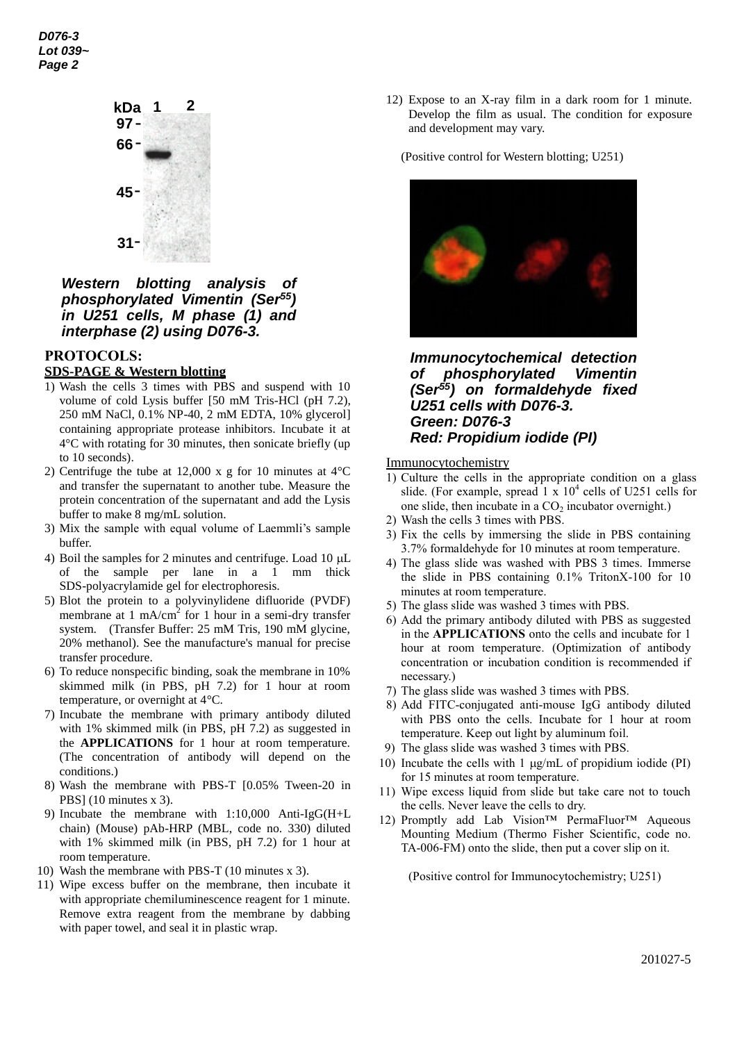Western blotting analysis of phosphorylated Vimentin (Ser55) in U251 cells, M phase (1) and interphase (2) using D076-3.

kDa 1 2
97-
66-
45-
31-

***Western blotting analysis of phosphorylated Vimentin (Ser$^{55}$) in U251 cells, M phase (1) and interphase (2) using D076-3.***

## PROTOCOLS:

### SDS-PAGE & Western blotting

1) Wash the cells 3 times with PBS and suspend with 10 volume of cold Lysis buffer [50 mM Tris-HCl (pH 7.2), 250 mM NaCl, 0.1% NP-40, 2 mM EDTA, 10% glycerol] containing appropriate protease inhibitors. Incubate it at 4°C with rotating for 30 minutes, then sonicate briefly (up to 10 seconds).
2) Centrifuge the tube at 12,000 x g for 10 minutes at 4°C and transfer the supernatant to another tube. Measure the protein concentration of the supernatant and add the Lysis buffer to make 8 mg/mL solution.
3) Mix the sample with equal volume of Laemmli's sample buffer.
4) Boil the samples for 2 minutes and centrifuge. Load 10 μL of the sample per lane in a 1 mm thick SDS-polyacrylamide gel for electrophoresis.
5) Blot the protein to a polyvinylidene difluoride (PVDF) membrane at 1 mA/cm$^2$ for 1 hour in a semi-dry transfer system. (Transfer Buffer: 25 mM Tris, 190 mM glycine, 20% methanol). See the manufacture's manual for precise transfer procedure.
6) To reduce nonspecific binding, soak the membrane in 10% skimmed milk (in PBS, pH 7.2) for 1 hour at room temperature, or overnight at 4°C.
7) Incubate the membrane with primary antibody diluted with 1% skimmed milk (in PBS, pH 7.2) as suggested in the **APPLICATIONS** for 1 hour at room temperature. (The concentration of antibody will depend on the conditions.)
8) Wash the membrane with PBS-T [0.05% Tween-20 in PBS] (10 minutes x 3).
9) Incubate the membrane with 1:10,000 Anti-IgG(H+L chain) (Mouse) pAb-HRP (MBL, code no. 330) diluted with 1% skimmed milk (in PBS, pH 7.2) for 1 hour at room temperature.
10) Wash the membrane with PBS-T (10 minutes x 3).
11) Wipe excess buffer on the membrane, then incubate it with appropriate chemiluminescence reagent for 1 minute. Remove extra reagent from the membrane by dabbing with paper towel, and seal it in plastic wrap.
12) Expose to an X-ray film in a dark room for 1 minute. Develop the film as usual. The condition for exposure and development may vary.

(Positive control for Western blotting; U251)

***Immunocytochemical detection of phosphorylated Vimentin (Ser$^{55}$) on formaldehyde fixed U251 cells with D076-3.***
***Green: D076-3***
***Red: Propidium iodide (PI)***

### Immunocytochemistry

1) Culture the cells in the appropriate condition on a glass slide. (For example, spread 1 x $10^4$ cells of U251 cells for one slide, then incubate in a $CO_2$ incubator overnight.)
2) Wash the cells 3 times with PBS.
3) Fix the cells by immersing the slide in PBS containing 3.7% formaldehyde for 10 minutes at room temperature.
4) The glass slide was washed with PBS 3 times. Immerse the slide in PBS containing 0.1% TritonX-100 for 10 minutes at room temperature.
5) The glass slide was washed 3 times with PBS.
6) Add the primary antibody diluted with PBS as suggested in the **APPLICATIONS** onto the cells and incubate for 1 hour at room temperature. (Optimization of antibody concentration or incubation condition is recommended if necessary.)
7) The glass slide was washed 3 times with PBS.
8) Add FITC-conjugated anti-mouse IgG antibody diluted with PBS onto the cells. Incubate for 1 hour at room temperature. Keep out light by aluminum foil.
9) The glass slide was washed 3 times with PBS.
10) Incubate the cells with 1 μg/mL of propidium iodide (PI) for 15 minutes at room temperature.
11) Wipe excess liquid from slide but take care not to touch the cells. Never leave the cells to dry.
12) Promptly add Lab Vision™ PermaFluor™ Aqueous Mounting Medium (Thermo Fisher Scientific, code no. TA-006-FM) onto the slide, then put a cover slip on it.

(Positive control for Immunocytochemistry; U251)

201027-5